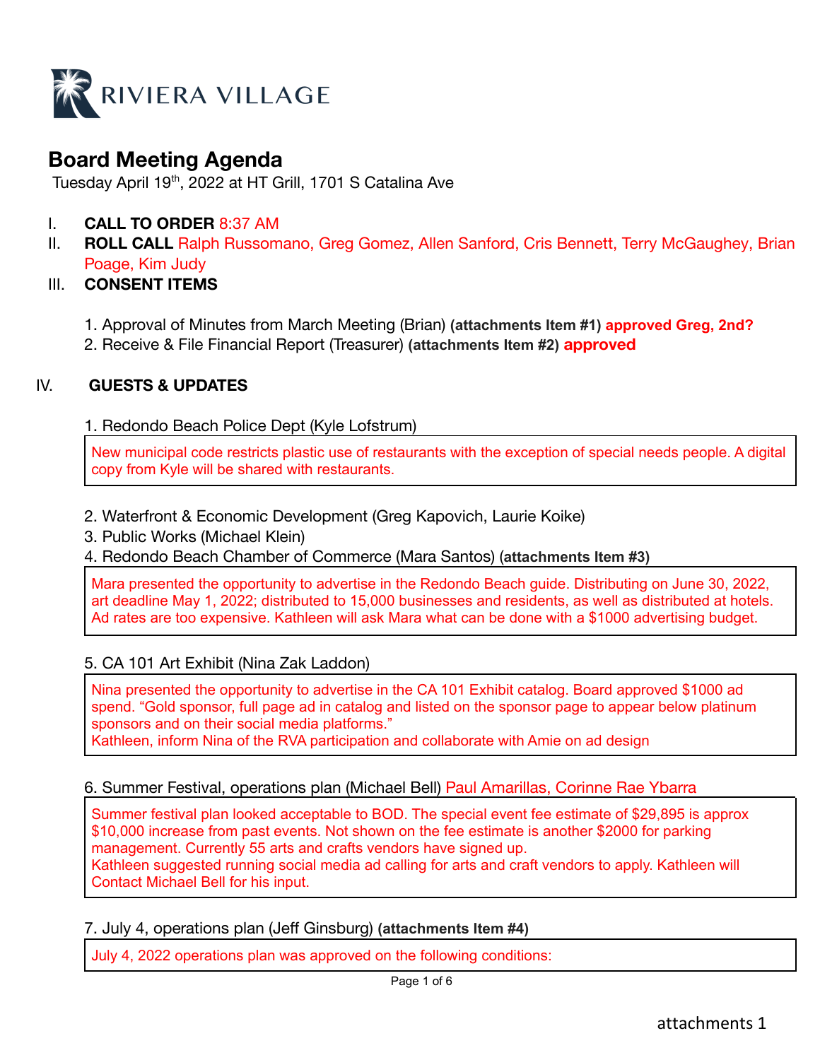RIVIERA VILLAGE

# Board Meeting Agenda

Tuesday April 19th, 2022 at HT Grill, 1701 S Catalina Ave

I. **CALL TO ORDER** 8:37 AM

II. **ROLL CALL** Ralph Russomano, Greg Gomez, Allen Sanford, Cris Bennett, Terry McGaughey, Brian Poage, Kim Judy

III. **CONSENT ITEMS**

1. Approval of Minutes from March Meeting (Brian) **(attachments Item #1)** **approved Greg, 2nd?**
2. Receive & File Financial Report (Treasurer) **(attachments Item #2)** **approved**

IV. **GUESTS & UPDATES**

1. Redondo Beach Police Dept (Kyle Lofstrum)

New municipal code restricts plastic use of restaurants with the exception of special needs people. A digital copy from Kyle will be shared with restaurants.

2. Waterfront & Economic Development (Greg Kapovich, Laurie Koike)
3. Public Works (Michael Klein)
4. Redondo Beach Chamber of Commerce (Mara Santos) (**attachments Item #3)**

Mara presented the opportunity to advertise in the Redondo Beach guide. Distributing on June 30, 2022, art deadline May 1, 2022; distributed to 15,000 businesses and residents, as well as distributed at hotels. Ad rates are too expensive. Kathleen will ask Mara what can be done with a $1000 advertising budget.

5. CA 101 Art Exhibit (Nina Zak Laddon)

Nina presented the opportunity to advertise in the CA 101 Exhibit catalog. Board approved $1000 ad spend. "Gold sponsor, full page ad in catalog and listed on the sponsor page to appear below platinum sponsors and on their social media platforms."
Kathleen, inform Nina of the RVA participation and collaborate with Amie on ad design

6. Summer Festival, operations plan (Michael Bell) Paul Amarillas, Corinne Rae Ybarra

Summer festival plan looked acceptable to BOD. The special event fee estimate of $29,895 is approx $10,000 increase from past events. Not shown on the fee estimate is another $2000 for parking management. Currently 55 arts and crafts vendors have signed up.
Kathleen suggested running social media ad calling for arts and craft vendors to apply. Kathleen will Contact Michael Bell for his input.

7. July 4, operations plan (Jeff Ginsburg) **(attachments Item #4)**

July 4, 2022 operations plan was approved on the following conditions:

attachments 1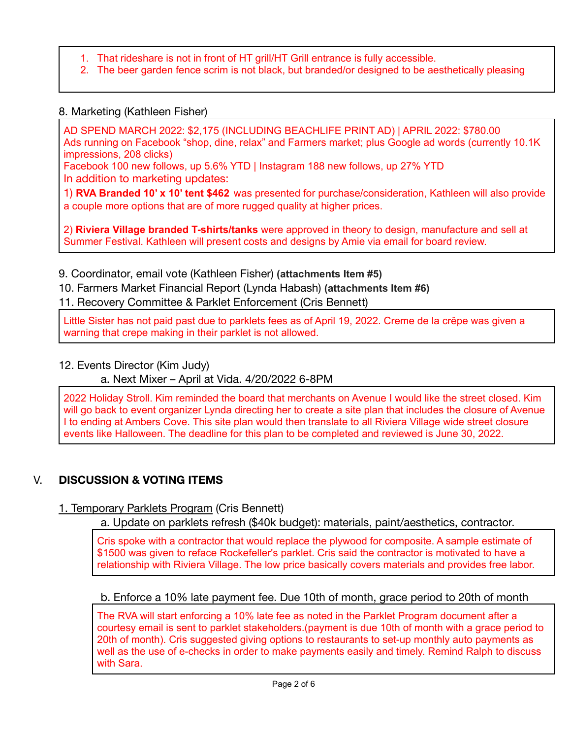1. That rideshare is not in front of HT grill/HT Grill entrance is fully accessible.
2. The beer garden fence scrim is not black, but branded/or designed to be aesthetically pleasing

8. Marketing (Kathleen Fisher)

AD SPEND MARCH 2022: $2,175 (INCLUDING BEACHLIFE PRINT AD) | APRIL 2022: $780.00
Ads running on Facebook "shop, dine, relax" and Farmers market; plus Google ad words (currently 10.1K impressions, 208 clicks)
Facebook 100 new follows, up 5.6% YTD | Instagram 188 new follows, up 27% YTD
In addition to marketing updates:

1) **RVA Branded 10' x 10' tent $462** was presented for purchase/consideration, Kathleen will also provide a couple more options that are of more rugged quality at higher prices.

2) **Riviera Village branded T-shirts/tanks** were approved in theory to design, manufacture and sell at Summer Festival. Kathleen will present costs and designs by Amie via email for board review.

9. Coordinator, email vote (Kathleen Fisher) **(attachments Item #5)**
10. Farmers Market Financial Report (Lynda Habash) **(attachments Item #6)**
11. Recovery Committee & Parklet Enforcement (Cris Bennett)

Little Sister has not paid past due to parklets fees as of April 19, 2022. Creme de la crêpe was given a warning that crepe making in their parklet is not allowed.

12. Events Director (Kim Judy)
    a. Next Mixer – April at Vida. 4/20/2022 6-8PM

2022 Holiday Stroll. Kim reminded the board that merchants on Avenue I would like the street closed. Kim will go back to event organizer Lynda directing her to create a site plan that includes the closure of Avenue I to ending at Ambers Cove. This site plan would then translate to all Riviera Village wide street closure events like Halloween. The deadline for this plan to be completed and reviewed is June 30, 2022.

## V. DISCUSSION & VOTING ITEMS

1. Temporary Parklets Program (Cris Bennett)
    a. Update on parklets refresh ($40k budget): materials, paint/aesthetics, contractor.

Cris spoke with a contractor that would replace the plywood for composite. A sample estimate of $1500 was given to reface Rockefeller's parklet. Cris said the contractor is motivated to have a relationship with Riviera Village. The low price basically covers materials and provides free labor.

    b. Enforce a 10% late payment fee. Due 10th of month, grace period to 20th of month

The RVA will start enforcing a 10% late fee as noted in the Parklet Program document after a courtesy email is sent to parklet stakeholders.(payment is due 10th of month with a grace period to 20th of month). Cris suggested giving options to restaurants to set-up monthly auto payments as well as the use of e-checks in order to make payments easily and timely. Remind Ralph to discuss with Sara.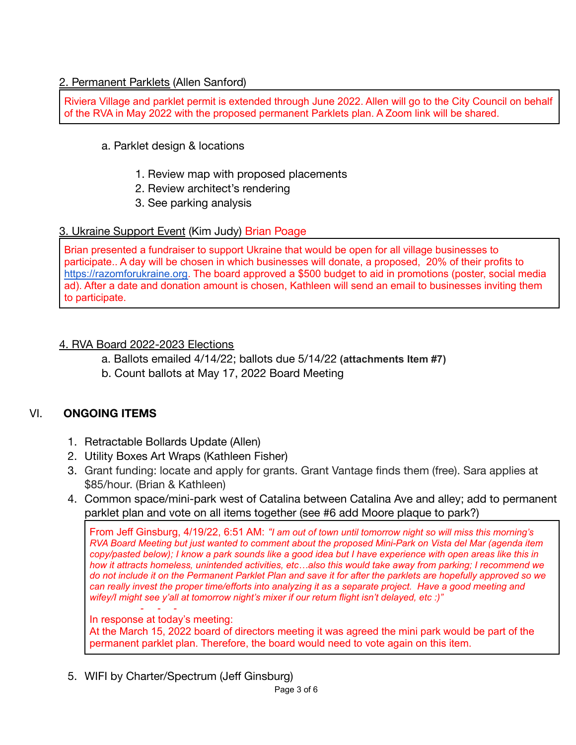2. Permanent Parklets (Allen Sanford)

> Riviera Village and parklet permit is extended through June 2022. Allen will go to the City Council on behalf of the RVA in May 2022 with the proposed permanent Parklets plan. A Zoom link will be shared.

a. Parklet design & locations

1. Review map with proposed placements
2. Review architect's rendering
3. See parking analysis

3. Ukraine Support Event (Kim Judy) Brian Poage

> Brian presented a fundraiser to support Ukraine that would be open for all village businesses to participate.. A day will be chosen in which businesses will donate, a proposed, 20% of their profits to https://razomforukraine.org. The board approved a $500 budget to aid in promotions (poster, social media ad). After a date and donation amount is chosen, Kathleen will send an email to businesses inviting them to participate.

4. RVA Board 2022-2023 Elections

a. Ballots emailed 4/14/22; ballots due 5/14/22 **(attachments Item #7)**

b. Count ballots at May 17, 2022 Board Meeting

## VI. ONGOING ITEMS

1. Retractable Bollards Update (Allen)
2. Utility Boxes Art Wraps (Kathleen Fisher)
3. Grant funding: locate and apply for grants. Grant Vantage finds them (free). Sara applies at $85/hour. (Brian & Kathleen)
4. Common space/mini-park west of Catalina between Catalina Ave and alley; add to permanent parklet plan and vote on all items together (see #6 add Moore plaque to park?)

> From Jeff Ginsburg, 4/19/22, 6:51 AM: *"I am out of town until tomorrow night so will miss this morning's RVA Board Meeting but just wanted to comment about the proposed Mini-Park on Vista del Mar (agenda item copy/pasted below); I know a park sounds like a good idea but I have experience with open areas like this in how it attracts homeless, unintended activities, etc…also this would take away from parking; I recommend we do not include it on the Permanent Parklet Plan and save it for after the parklets are hopefully approved so we can really invest the proper time/efforts into analyzing it as a separate project. Have a good meeting and wifey/I might see y'all at tomorrow night's mixer if our return flight isn't delayed, etc :)"*
>
> \- - -
>
> In response at today's meeting:
> At the March 15, 2022 board of directors meeting it was agreed the mini park would be part of the permanent parklet plan. Therefore, the board would need to vote again on this item.

5. WIFI by Charter/Spectrum (Jeff Ginsburg)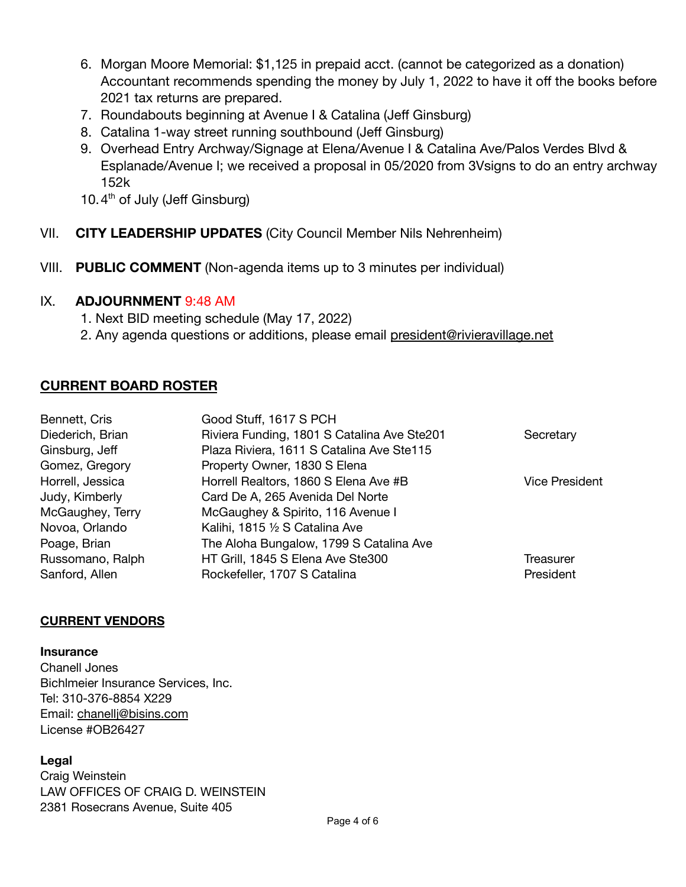6. Morgan Moore Memorial: $1,125 in prepaid acct. (cannot be categorized as a donation) Accountant recommends spending the money by July 1, 2022 to have it off the books before 2021 tax returns are prepared.
7. Roundabouts beginning at Avenue I & Catalina (Jeff Ginsburg)
8. Catalina 1-way street running southbound (Jeff Ginsburg)
9. Overhead Entry Archway/Signage at Elena/Avenue I & Catalina Ave/Palos Verdes Blvd & Esplanade/Avenue I; we received a proposal in 05/2020 from 3Vsigns to do an entry archway 152k
10. 4th of July (Jeff Ginsburg)

VII. **CITY LEADERSHIP UPDATES** (City Council Member Nils Nehrenheim)

VIII. **PUBLIC COMMENT** (Non-agenda items up to 3 minutes per individual)

IX. **ADJOURNMENT** 9:48 AM

1. Next BID meeting schedule (May 17, 2022)
2. Any agenda questions or additions, please email president@rivieravillage.net

## CURRENT BOARD ROSTER

| | | |
|---|---|---|
| Bennett, Cris | Good Stuff, 1617 S PCH | |
| Diederich, Brian | Riviera Funding, 1801 S Catalina Ave Ste201 | Secretary |
| Ginsburg, Jeff | Plaza Riviera, 1611 S Catalina Ave Ste115 | |
| Gomez, Gregory | Property Owner, 1830 S Elena | |
| Horrell, Jessica | Horrell Realtors, 1860 S Elena Ave #B | Vice President |
| Judy, Kimberly | Card De A, 265 Avenida Del Norte | |
| McGaughey, Terry | McGaughey & Spirito, 116 Avenue I | |
| Novoa, Orlando | Kalihi, 1815 ½ S Catalina Ave | |
| Poage, Brian | The Aloha Bungalow, 1799 S Catalina Ave | |
| Russomano, Ralph | HT Grill, 1845 S Elena Ave Ste300 | Treasurer |
| Sanford, Allen | Rockefeller, 1707 S Catalina | President |

## CURRENT VENDORS

**Insurance**
Chanell Jones
Bichlmeier Insurance Services, Inc.
Tel: 310-376-8854 X229
Email: chanellj@bisins.com
License #OB26427

**Legal**
Craig Weinstein
LAW OFFICES OF CRAIG D. WEINSTEIN
2381 Rosecrans Avenue, Suite 405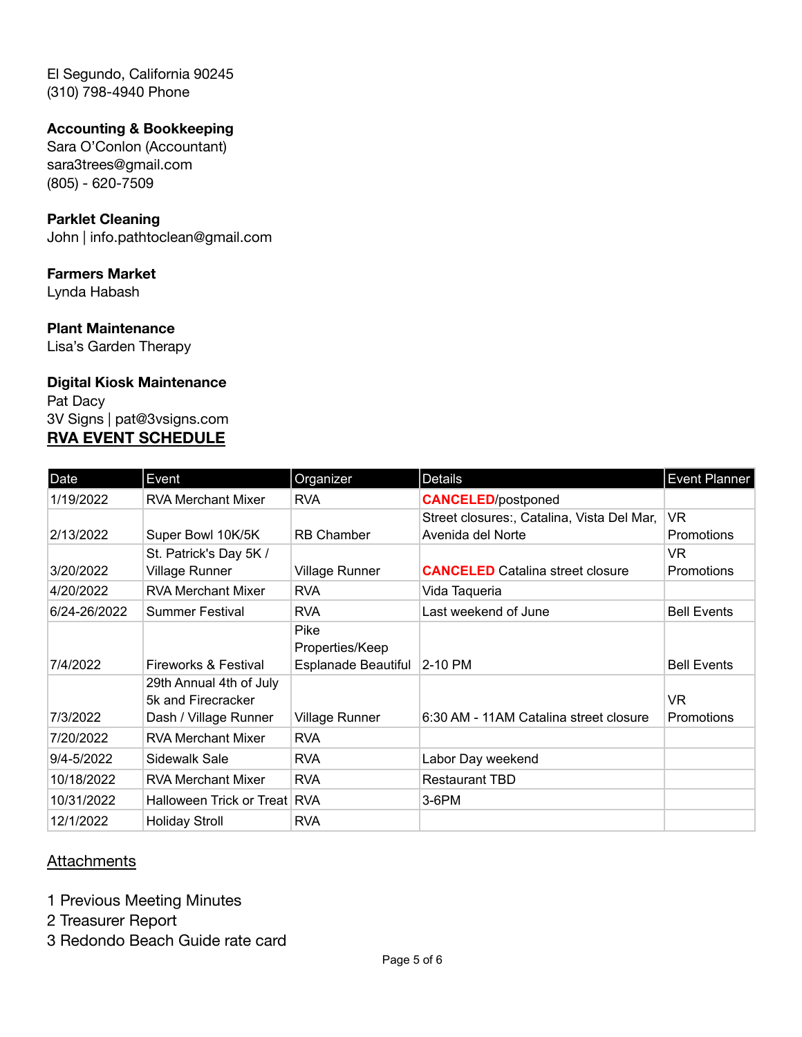El Segundo, California 90245
(310) 798-4940 Phone

**Accounting & Bookkeeping**
Sara O'Conlon (Accountant)
sara3trees@gmail.com
(805) - 620-7509

**Parklet Cleaning**
John | info.pathtoclean@gmail.com

**Farmers Market**
Lynda Habash

**Plant Maintenance**
Lisa's Garden Therapy

**Digital Kiosk Maintenance**
Pat Dacy
3V Signs | pat@3vsigns.com

## RVA EVENT SCHEDULE

| Date | Event | Organizer | Details | Event Planner |
|---|---|---|---|---|
| 1/19/2022 | RVA Merchant Mixer | RVA | **CANCELED**/postponed | |
| 2/13/2022 | Super Bowl 10K/5K | RB Chamber | Street closures:, Catalina, Vista Del Mar, Avenida del Norte | VR Promotions |
| 3/20/2022 | St. Patrick's Day 5K / Village Runner | Village Runner | **CANCELED** Catalina street closure | VR Promotions |
| 4/20/2022 | RVA Merchant Mixer | RVA | Vida Taqueria | |
| 6/24-26/2022 | Summer Festival | RVA | Last weekend of June | Bell Events |
| 7/4/2022 | Fireworks & Festival | Pike Properties/Keep Esplanade Beautiful | 2-10 PM | Bell Events |
| 7/3/2022 | 29th Annual 4th of July 5k and Firecracker Dash / Village Runner | Village Runner | 6:30 AM - 11AM Catalina street closure | VR Promotions |
| 7/20/2022 | RVA Merchant Mixer | RVA | | |
| 9/4-5/2022 | Sidewalk Sale | RVA | Labor Day weekend | |
| 10/18/2022 | RVA Merchant Mixer | RVA | Restaurant TBD | |
| 10/31/2022 | Halloween Trick or Treat | RVA | 3-6PM | |
| 12/1/2022 | Holiday Stroll | RVA | | |

## Attachments

1 Previous Meeting Minutes
2 Treasurer Report
3 Redondo Beach Guide rate card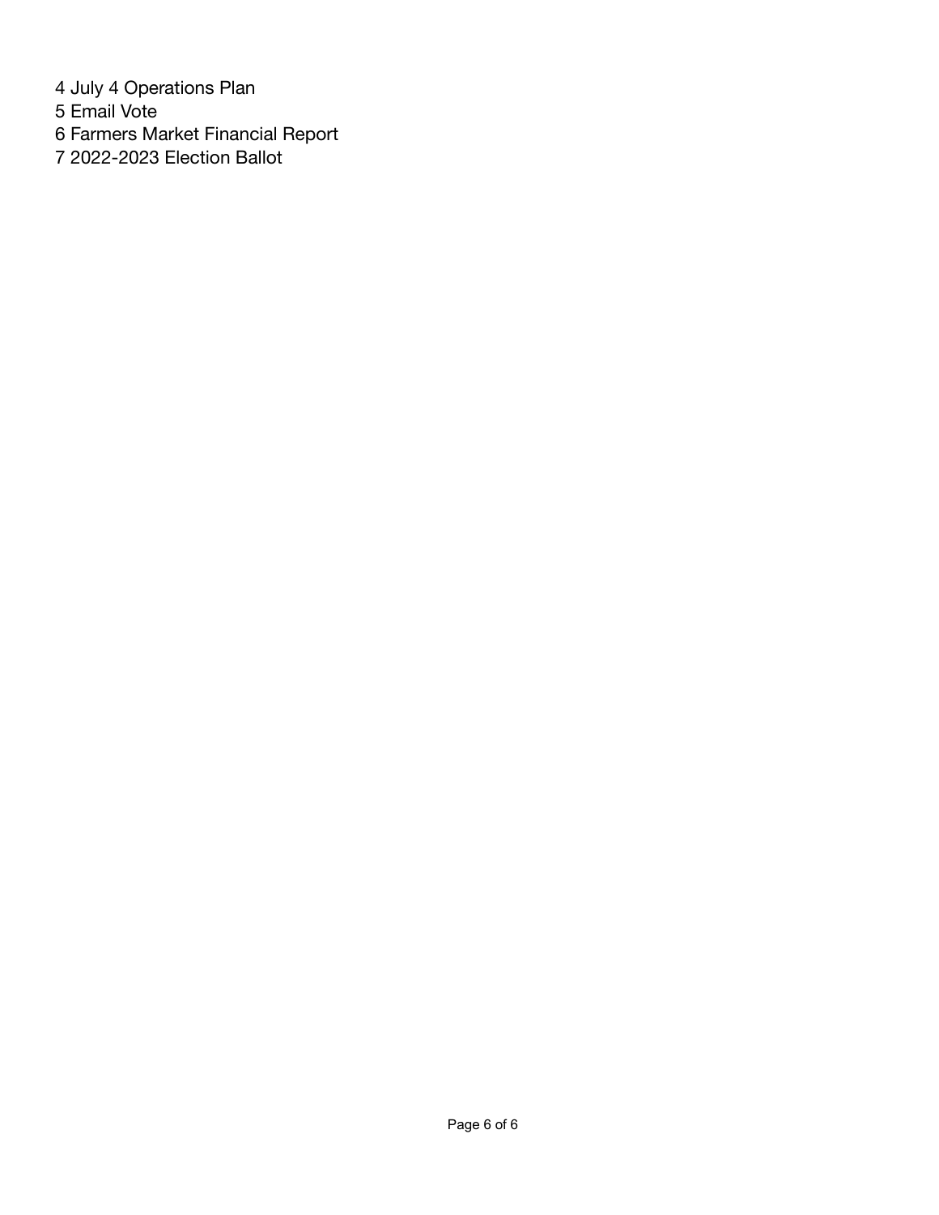4 July 4 Operations Plan
5 Email Vote
6 Farmers Market Financial Report
7 2022-2023 Election Ballot